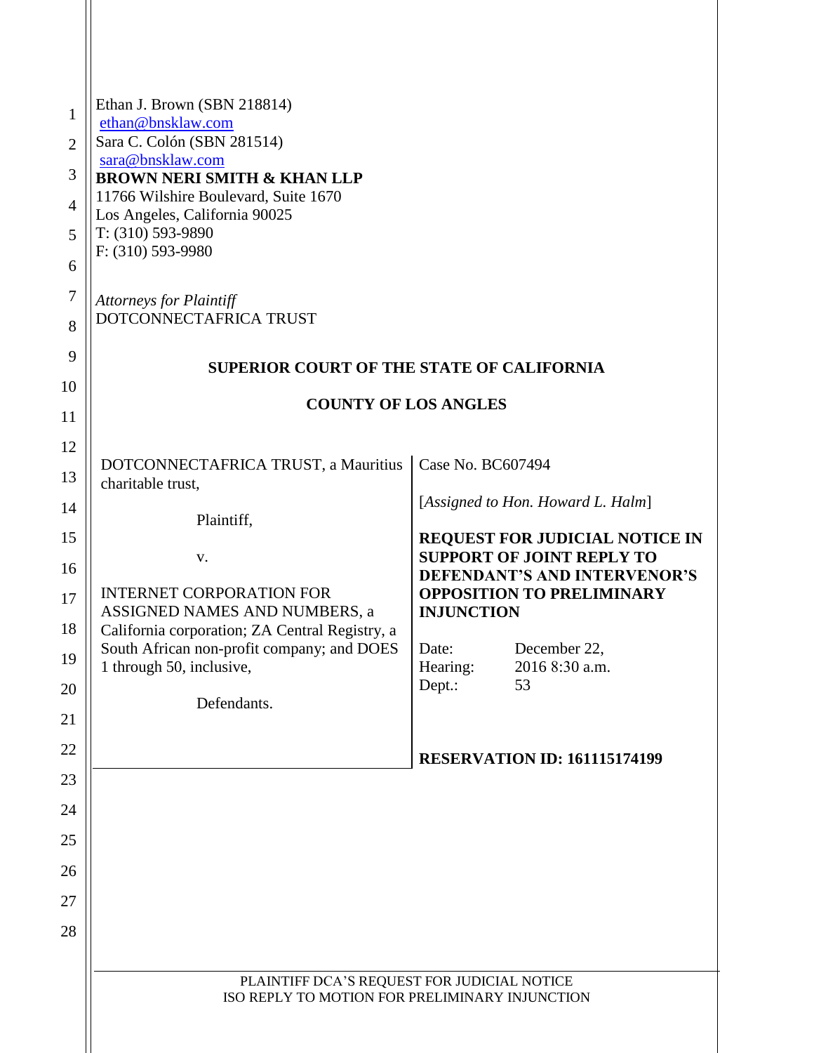Ethan J. Brown (SBN 218814)
ethan@bnsklaw.com
Sara C. Colón (SBN 281514)
sara@bnsklaw.com
**BROWN NERI SMITH & KHAN LLP**
11766 Wilshire Boulevard, Suite 1670
Los Angeles, California 90025
T: (310) 593-9890
F: (310) 593-9980

*Attorneys for Plaintiff*
DOTCONNECTAFRICA TRUST

**SUPERIOR COURT OF THE STATE OF CALIFORNIA**

**COUNTY OF LOS ANGLES**

| | |
|---|---|
| DOTCONNECTAFRICA TRUST, a Mauritius charitable trust,<br><br>Plaintiff,<br><br>v.<br><br>INTERNET CORPORATION FOR ASSIGNED NAMES AND NUMBERS, a California corporation; ZA Central Registry, a South African non-profit company; and DOES 1 through 50, inclusive,<br><br>Defendants. | Case No. BC607494<br><br>[*Assigned to Hon. Howard L. Halm*]<br><br>**REQUEST FOR JUDICIAL NOTICE IN SUPPORT OF JOINT REPLY TO DEFENDANT'S AND INTERVENOR'S OPPOSITION TO PRELIMINARY INJUNCTION**<br><br>Date: December 22,<br>Hearing: 2016 8:30 a.m.<br>Dept.: 53<br><br>**RESERVATION ID: 161115174199** |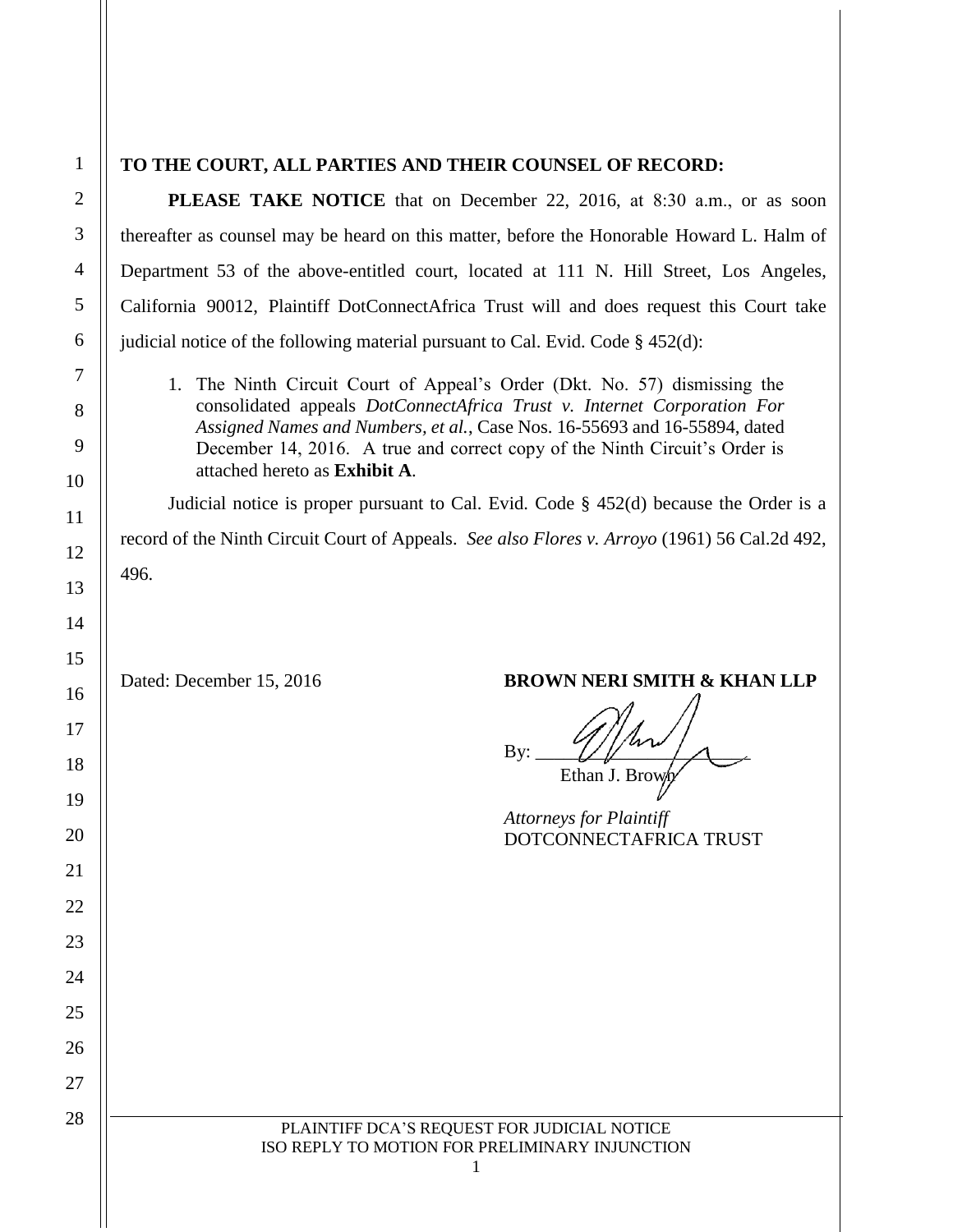**TO THE COURT, ALL PARTIES AND THEIR COUNSEL OF RECORD:**

**PLEASE TAKE NOTICE** that on December 22, 2016, at 8:30 a.m., or as soon thereafter as counsel may be heard on this matter, before the Honorable Howard L. Halm of Department 53 of the above-entitled court, located at 111 N. Hill Street, Los Angeles, California 90012, Plaintiff DotConnectAfrica Trust will and does request this Court take judicial notice of the following material pursuant to Cal. Evid. Code § 452(d):

1. The Ninth Circuit Court of Appeal's Order (Dkt. No. 57) dismissing the consolidated appeals *DotConnectAfrica Trust v. Internet Corporation For Assigned Names and Numbers, et al.*, Case Nos. 16-55693 and 16-55894, dated December 14, 2016. A true and correct copy of the Ninth Circuit's Order is attached hereto as **Exhibit A**.

Judicial notice is proper pursuant to Cal. Evid. Code § 452(d) because the Order is a record of the Ninth Circuit Court of Appeals. *See also Flores v. Arroyo* (1961) 56 Cal.2d 492, 496.

Dated: December 15, 2016

**BROWN NERI SMITH & KHAN LLP**

By: ______________________
Ethan J. Brown

*Attorneys for Plaintiff*
DOTCONNECTAFRICA TRUST